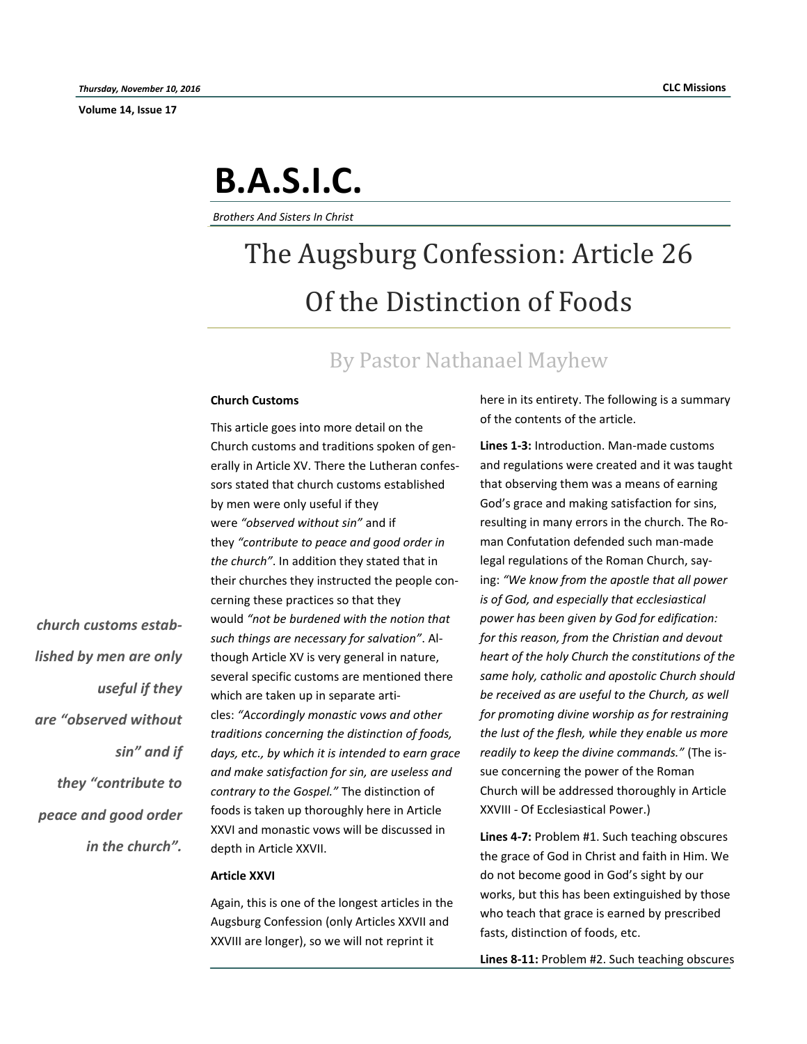# B.A.S.I.C.

*Brothers And Sisters In Christ*

## The Augsburg Confession: Article 26 Of the Distinction of Foods

By Pastor Nathanael Mayhew

### Church Customs

This article goes into more detail on the Church customs and traditions spoken of generally in Article XV. There the Lutheran confessors stated that church customs established by men were only useful if they were *"observed without sin"* and if they *"contribute to peace and good order in the church"*. In addition they stated that in their churches they instructed the people concerning these practices so that they would *"not be burdened with the notion that such things are necessary for salvation"*. Although Article XV is very general in nature, several specific customs are mentioned there which are taken up in separate articles: *"Accordingly monastic vows and other traditions concerning the distinction of foods, days, etc., by which it is intended to earn grace and make satisfaction for sin, are useless and contrary to the Gospel."* The distinction of foods is taken up thoroughly here in Article XXVI and monastic vows will be discussed in depth in Article XXVII.

***church customs established by men are only useful if they are "observed without sin" and if they "contribute to peace and good order in the church".***

### Article XXVI

Again, this is one of the longest articles in the Augsburg Confession (only Articles XXVII and XXVIII are longer), so we will not reprint it here in its entirety. The following is a summary of the contents of the article.

**Lines 1-3:** Introduction. Man-made customs and regulations were created and it was taught that observing them was a means of earning God's grace and making satisfaction for sins, resulting in many errors in the church. The Roman Confutation defended such man-made legal regulations of the Roman Church, saying: *"We know from the apostle that all power is of God, and especially that ecclesiastical power has been given by God for edification: for this reason, from the Christian and devout heart of the holy Church the constitutions of the same holy, catholic and apostolic Church should be received as are useful to the Church, as well for promoting divine worship as for restraining the lust of the flesh, while they enable us more readily to keep the divine commands."* (The issue concerning the power of the Roman Church will be addressed thoroughly in Article XXVIII - Of Ecclesiastical Power.)

**Lines 4-7:** Problem #1. Such teaching obscures the grace of God in Christ and faith in Him. We do not become good in God's sight by our works, but this has been extinguished by those who teach that grace is earned by prescribed fasts, distinction of foods, etc.

**Lines 8-11:** Problem #2. Such teaching obscures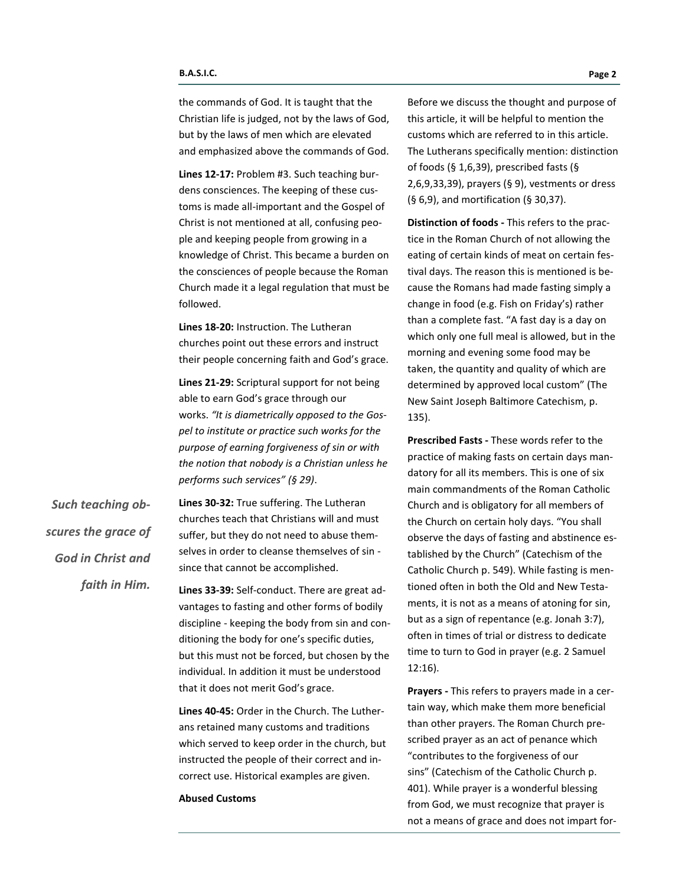the commands of God. It is taught that the Christian life is judged, not by the laws of God, but by the laws of men which are elevated and emphasized above the commands of God.

**Lines 12-17:** Problem #3. Such teaching burdens consciences. The keeping of these customs is made all-important and the Gospel of Christ is not mentioned at all, confusing people and keeping people from growing in a knowledge of Christ. This became a burden on the consciences of people because the Roman Church made it a legal regulation that must be followed.

**Lines 18-20:** Instruction. The Lutheran churches point out these errors and instruct their people concerning faith and God's grace.

**Lines 21-29:** Scriptural support for not being able to earn God's grace through our works. *"It is diametrically opposed to the Gospel to institute or practice such works for the purpose of earning forgiveness of sin or with the notion that nobody is a Christian unless he performs such services" (§ 29)*.

***Such teaching obscures the grace of God in Christ and faith in Him.***

**Lines 30-32:** True suffering. The Lutheran churches teach that Christians will and must suffer, but they do not need to abuse themselves in order to cleanse themselves of sin - since that cannot be accomplished.

**Lines 33-39:** Self-conduct. There are great advantages to fasting and other forms of bodily discipline - keeping the body from sin and conditioning the body for one's specific duties, but this must not be forced, but chosen by the individual. In addition it must be understood that it does not merit God's grace.

**Lines 40-45:** Order in the Church. The Lutherans retained many customs and traditions which served to keep order in the church, but instructed the people of their correct and incorrect use. Historical examples are given.

**Abused Customs**

Before we discuss the thought and purpose of this article, it will be helpful to mention the customs which are referred to in this article. The Lutherans specifically mention: distinction of foods (§ 1,6,39), prescribed fasts (§ 2,6,9,33,39), prayers (§ 9), vestments or dress (§ 6,9), and mortification (§ 30,37).

**Distinction of foods -** This refers to the practice in the Roman Church of not allowing the eating of certain kinds of meat on certain festival days. The reason this is mentioned is because the Romans had made fasting simply a change in food (e.g. Fish on Friday's) rather than a complete fast. "A fast day is a day on which only one full meal is allowed, but in the morning and evening some food may be taken, the quantity and quality of which are determined by approved local custom" (The New Saint Joseph Baltimore Catechism, p. 135).

**Prescribed Fasts -** These words refer to the practice of making fasts on certain days mandatory for all its members. This is one of six main commandments of the Roman Catholic Church and is obligatory for all members of the Church on certain holy days. "You shall observe the days of fasting and abstinence established by the Church" (Catechism of the Catholic Church p. 549). While fasting is mentioned often in both the Old and New Testaments, it is not as a means of atoning for sin, but as a sign of repentance (e.g. Jonah 3:7), often in times of trial or distress to dedicate time to turn to God in prayer (e.g. 2 Samuel 12:16).

**Prayers -** This refers to prayers made in a certain way, which make them more beneficial than other prayers. The Roman Church prescribed prayer as an act of penance which "contributes to the forgiveness of our sins" (Catechism of the Catholic Church p. 401). While prayer is a wonderful blessing from God, we must recognize that prayer is not a means of grace and does not impart for-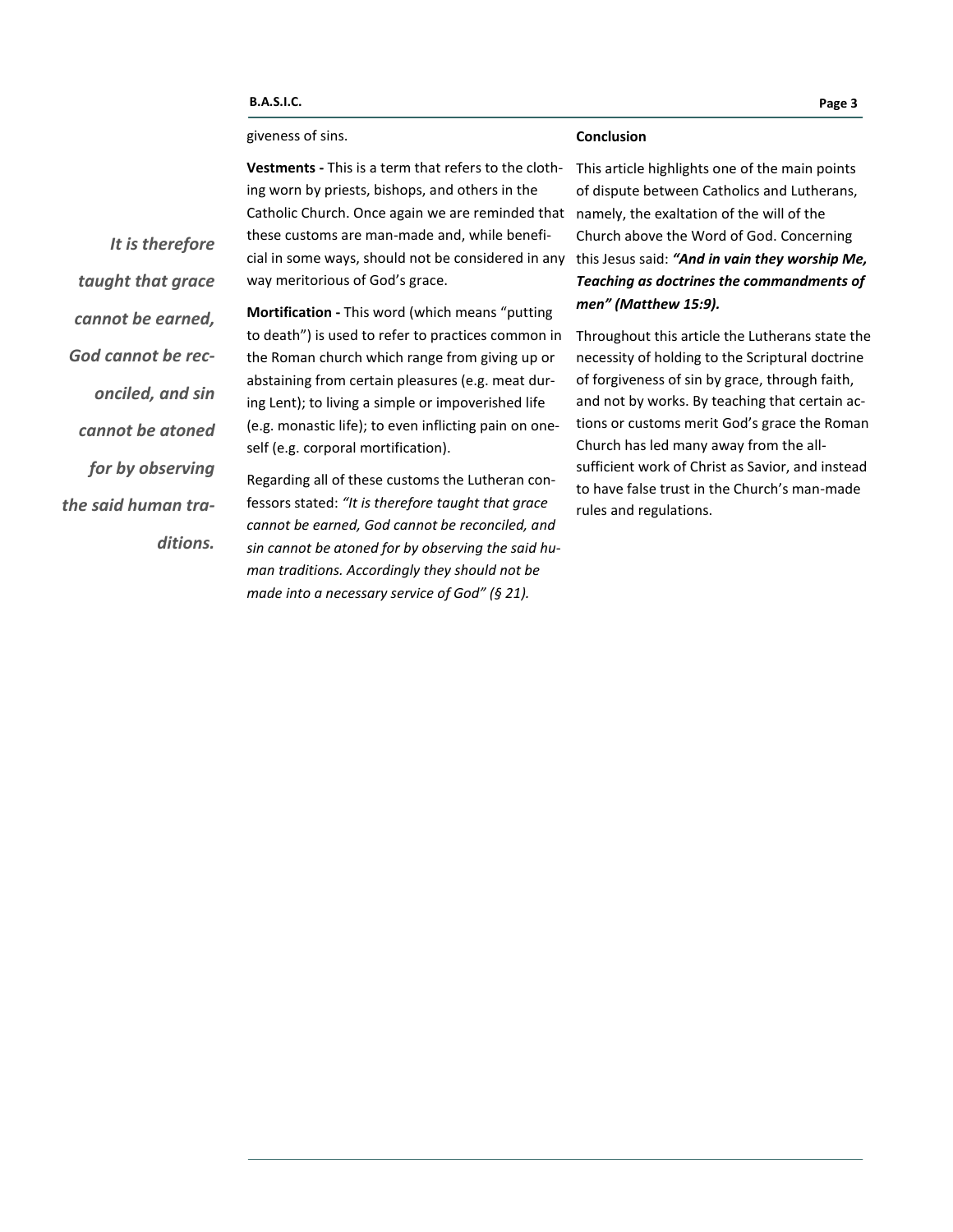giveness of sins.

**Vestments -** This is a term that refers to the clothing worn by priests, bishops, and others in the Catholic Church. Once again we are reminded that these customs are man-made and, while beneficial in some ways, should not be considered in any way meritorious of God's grace.

**Mortification -** This word (which means "putting to death") is used to refer to practices common in the Roman church which range from giving up or abstaining from certain pleasures (e.g. meat during Lent); to living a simple or impoverished life (e.g. monastic life); to even inflicting pain on oneself (e.g. corporal mortification).

Regarding all of these customs the Lutheran confessors stated: *"It is therefore taught that grace cannot be earned, God cannot be reconciled, and sin cannot be atoned for by observing the said human traditions. Accordingly they should not be made into a necessary service of God" (§ 21).*

***It is therefore taught that grace cannot be earned, God cannot be reconciled, and sin cannot be atoned for by observing the said human traditions.***

**Conclusion**

This article highlights one of the main points of dispute between Catholics and Lutherans, namely, the exaltation of the will of the Church above the Word of God. Concerning this Jesus said: ***"And in vain they worship Me, Teaching as doctrines the commandments of men" (Matthew 15:9).***

Throughout this article the Lutherans state the necessity of holding to the Scriptural doctrine of forgiveness of sin by grace, through faith, and not by works. By teaching that certain actions or customs merit God's grace the Roman Church has led many away from the all-sufficient work of Christ as Savior, and instead to have false trust in the Church's man-made rules and regulations.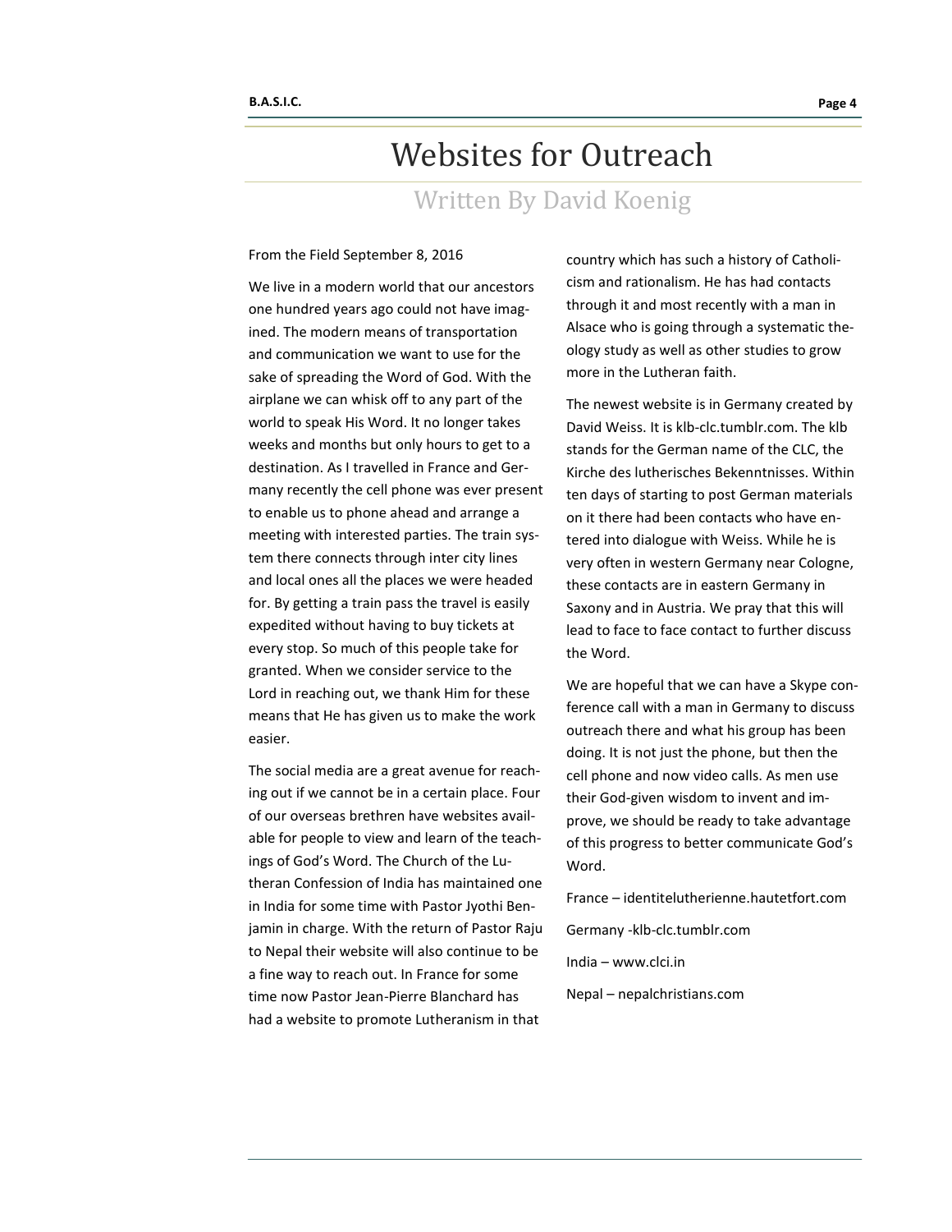# Websites for Outreach

## Written By David Koenig

From the Field September 8, 2016

We live in a modern world that our ancestors one hundred years ago could not have imagined. The modern means of transportation and communication we want to use for the sake of spreading the Word of God. With the airplane we can whisk off to any part of the world to speak His Word. It no longer takes weeks and months but only hours to get to a destination. As I travelled in France and Germany recently the cell phone was ever present to enable us to phone ahead and arrange a meeting with interested parties. The train system there connects through inter city lines and local ones all the places we were headed for. By getting a train pass the travel is easily expedited without having to buy tickets at every stop. So much of this people take for granted. When we consider service to the Lord in reaching out, we thank Him for these means that He has given us to make the work easier.

The social media are a great avenue for reaching out if we cannot be in a certain place. Four of our overseas brethren have websites available for people to view and learn of the teachings of God's Word. The Church of the Lutheran Confession of India has maintained one in India for some time with Pastor Jyothi Benjamin in charge. With the return of Pastor Raju to Nepal their website will also continue to be a fine way to reach out. In France for some time now Pastor Jean-Pierre Blanchard has had a website to promote Lutheranism in that country which has such a history of Catholicism and rationalism. He has had contacts through it and most recently with a man in Alsace who is going through a systematic theology study as well as other studies to grow more in the Lutheran faith.

The newest website is in Germany created by David Weiss. It is klb-clc.tumblr.com. The klb stands for the German name of the CLC, the Kirche des lutherisches Bekenntnisses. Within ten days of starting to post German materials on it there had been contacts who have entered into dialogue with Weiss. While he is very often in western Germany near Cologne, these contacts are in eastern Germany in Saxony and in Austria. We pray that this will lead to face to face contact to further discuss the Word.

We are hopeful that we can have a Skype conference call with a man in Germany to discuss outreach there and what his group has been doing. It is not just the phone, but then the cell phone and now video calls. As men use their God-given wisdom to invent and improve, we should be ready to take advantage of this progress to better communicate God's Word.

France – identitelutherienne.hautetfort.com

Germany -klb-clc.tumblr.com

India – www.clci.in

Nepal – nepalchristians.com